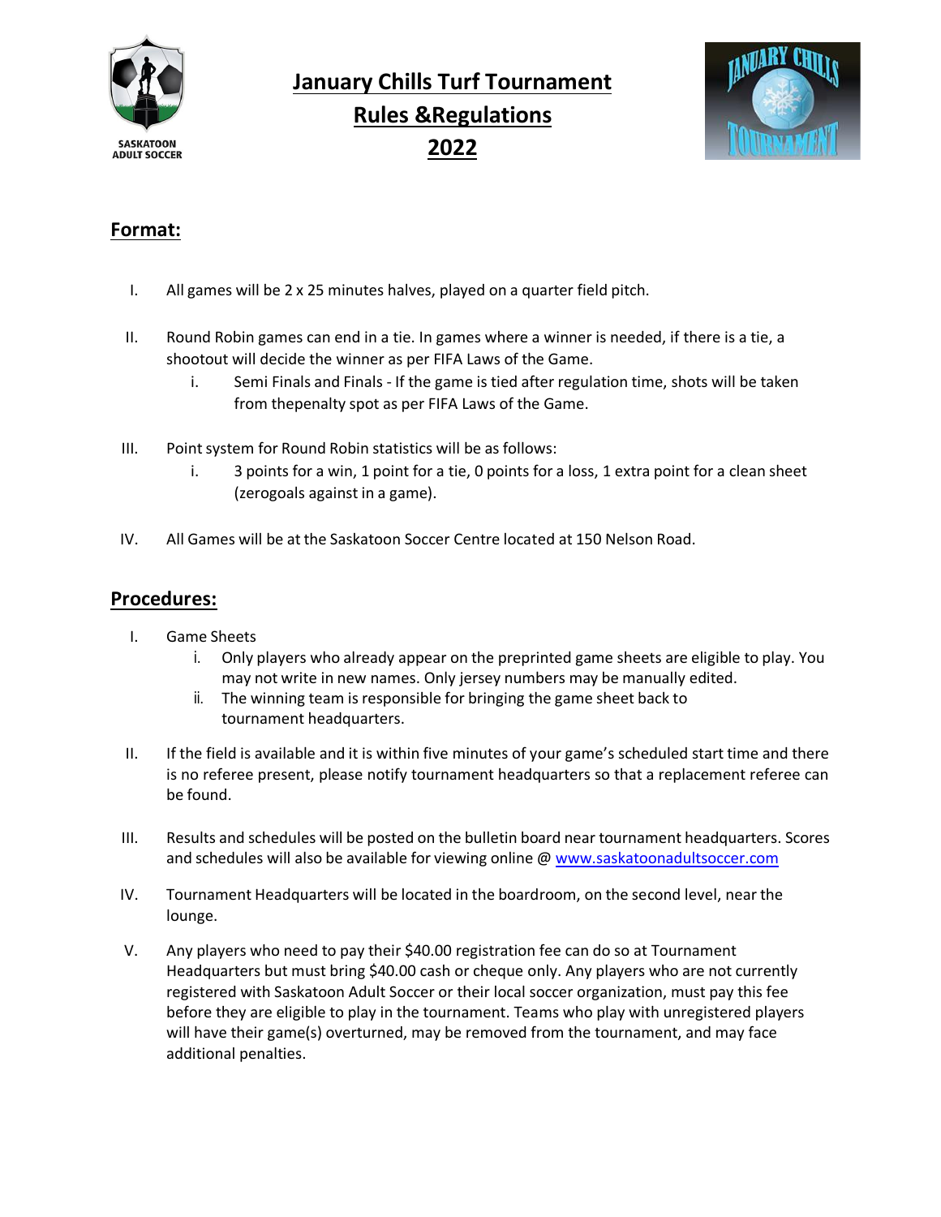# January Chills Turf Tournament
# Rules &Regulations
# 2022

## Format:

I. All games will be 2 x 25 minutes halves, played on a quarter field pitch.

II. Round Robin games can end in a tie. In games where a winner is needed, if there is a tie, a shootout will decide the winner as per FIFA Laws of the Game.
   i. Semi Finals and Finals - If the game is tied after regulation time, shots will be taken from thepenalty spot as per FIFA Laws of the Game.

III. Point system for Round Robin statistics will be as follows:
   i. 3 points for a win, 1 point for a tie, 0 points for a loss, 1 extra point for a clean sheet (zerogoals against in a game).

IV. All Games will be at the Saskatoon Soccer Centre located at 150 Nelson Road.

## Procedures:

I. Game Sheets
   i. Only players who already appear on the preprinted game sheets are eligible to play. You may not write in new names. Only jersey numbers may be manually edited.
   ii. The winning team is responsible for bringing the game sheet back to tournament headquarters.

II. If the field is available and it is within five minutes of your game's scheduled start time and there is no referee present, please notify tournament headquarters so that a replacement referee can be found.

III. Results and schedules will be posted on the bulletin board near tournament headquarters. Scores and schedules will also be available for viewing online @ www.saskatoonadultsoccer.com

IV. Tournament Headquarters will be located in the boardroom, on the second level, near the lounge.

V. Any players who need to pay their $40.00 registration fee can do so at Tournament Headquarters but must bring $40.00 cash or cheque only. Any players who are not currently registered with Saskatoon Adult Soccer or their local soccer organization, must pay this fee before they are eligible to play in the tournament. Teams who play with unregistered players will have their game(s) overturned, may be removed from the tournament, and may face additional penalties.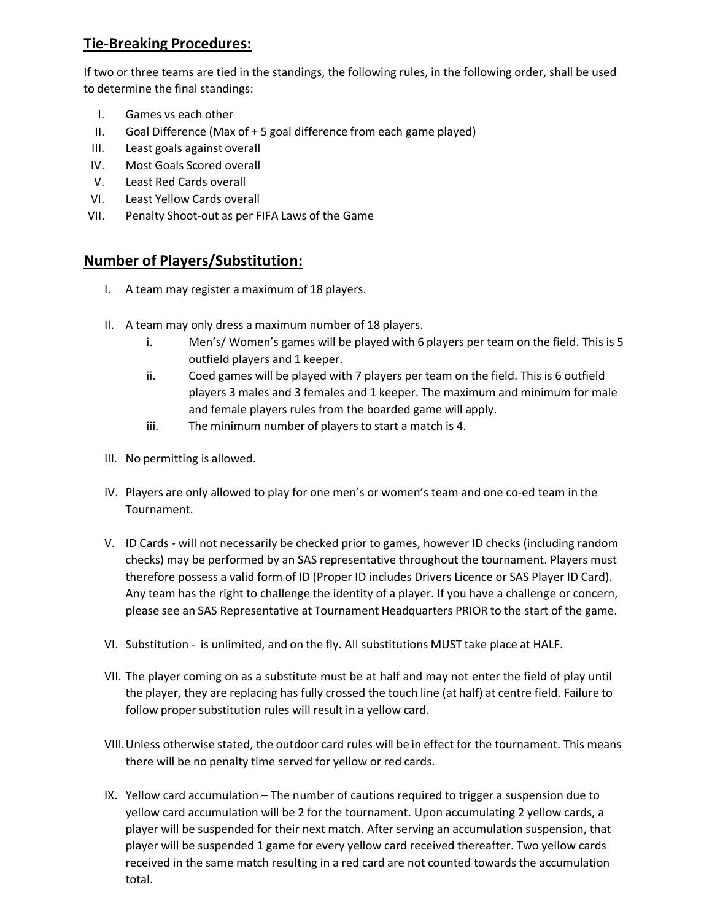## Tie-Breaking Procedures:

If two or three teams are tied in the standings, the following rules, in the following order, shall be used to determine the final standings:

I. Games vs each other
II. Goal Difference (Max of + 5 goal difference from each game played)
III. Least goals against overall
IV. Most Goals Scored overall
V. Least Red Cards overall
VI. Least Yellow Cards overall
VII. Penalty Shoot-out as per FIFA Laws of the Game

## Number of Players/Substitution:

I. A team may register a maximum of 18 players.

II. A team may only dress a maximum number of 18 players.
    i. Men's/ Women's games will be played with 6 players per team on the field. This is 5 outfield players and 1 keeper.
    ii. Coed games will be played with 7 players per team on the field. This is 6 outfield players 3 males and 3 females and 1 keeper. The maximum and minimum for male and female players rules from the boarded game will apply.
    iii. The minimum number of players to start a match is 4.

III. No permitting is allowed.

IV. Players are only allowed to play for one men's or women's team and one co-ed team in the Tournament.

V. ID Cards - will not necessarily be checked prior to games, however ID checks (including random checks) may be performed by an SAS representative throughout the tournament. Players must therefore possess a valid form of ID (Proper ID includes Drivers Licence or SAS Player ID Card). Any team has the right to challenge the identity of a player. If you have a challenge or concern, please see an SAS Representative at Tournament Headquarters PRIOR to the start of the game.

VI. Substitution - is unlimited, and on the fly. All substitutions MUST take place at HALF.

VII. The player coming on as a substitute must be at half and may not enter the field of play until the player, they are replacing has fully crossed the touch line (at half) at centre field. Failure to follow proper substitution rules will result in a yellow card.

VIII. Unless otherwise stated, the outdoor card rules will be in effect for the tournament. This means there will be no penalty time served for yellow or red cards.

IX. Yellow card accumulation – The number of cautions required to trigger a suspension due to yellow card accumulation will be 2 for the tournament. Upon accumulating 2 yellow cards, a player will be suspended for their next match. After serving an accumulation suspension, that player will be suspended 1 game for every yellow card received thereafter. Two yellow cards received in the same match resulting in a red card are not counted towards the accumulation total.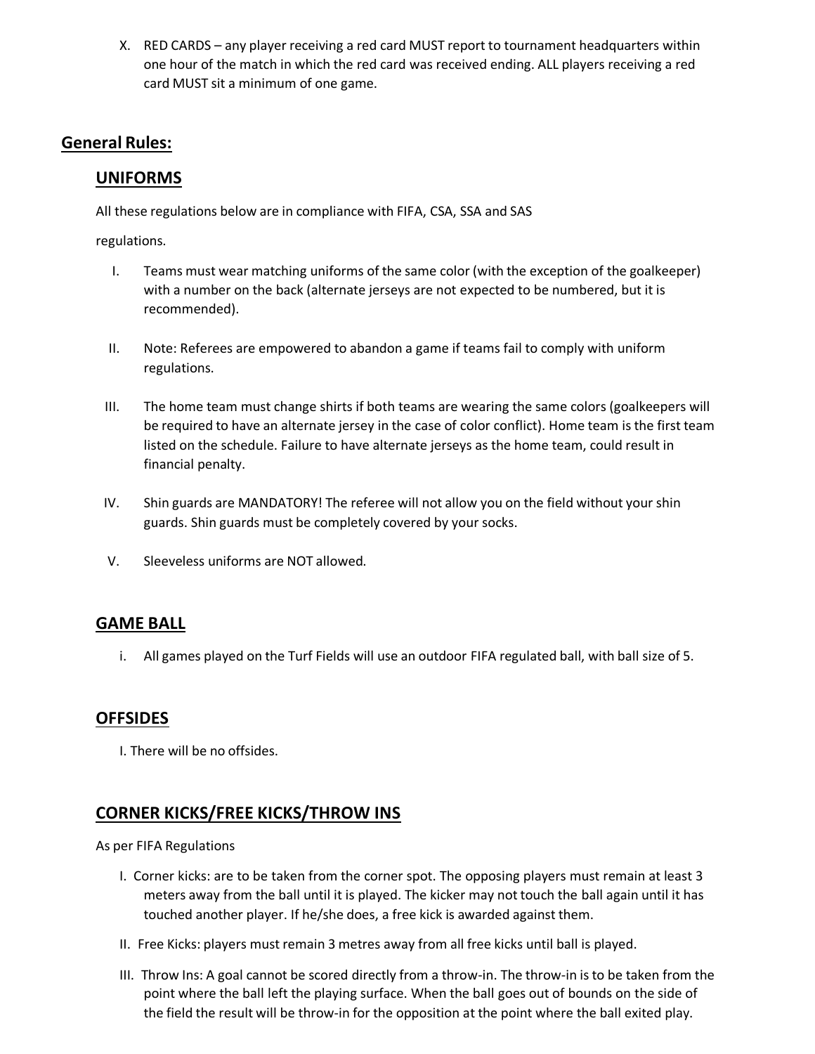X. RED CARDS – any player receiving a red card MUST report to tournament headquarters within one hour of the match in which the red card was received ending. ALL players receiving a red card MUST sit a minimum of one game.

## General Rules:

### UNIFORMS

All these regulations below are in compliance with FIFA, CSA, SSA and SAS

regulations.

I. Teams must wear matching uniforms of the same color (with the exception of the goalkeeper) with a number on the back (alternate jerseys are not expected to be numbered, but it is recommended).

II. Note: Referees are empowered to abandon a game if teams fail to comply with uniform regulations.

III. The home team must change shirts if both teams are wearing the same colors (goalkeepers will be required to have an alternate jersey in the case of color conflict). Home team is the first team listed on the schedule. Failure to have alternate jerseys as the home team, could result in financial penalty.

IV. Shin guards are MANDATORY! The referee will not allow you on the field without your shin guards. Shin guards must be completely covered by your socks.

V. Sleeveless uniforms are NOT allowed.

### GAME BALL

i. All games played on the Turf Fields will use an outdoor FIFA regulated ball, with ball size of 5.

### OFFSIDES

I. There will be no offsides.

### CORNER KICKS/FREE KICKS/THROW INS

As per FIFA Regulations

I. Corner kicks: are to be taken from the corner spot. The opposing players must remain at least 3 meters away from the ball until it is played. The kicker may not touch the ball again until it has touched another player. If he/she does, a free kick is awarded against them.

II. Free Kicks: players must remain 3 metres away from all free kicks until ball is played.

III. Throw Ins: A goal cannot be scored directly from a throw-in. The throw-in is to be taken from the point where the ball left the playing surface. When the ball goes out of bounds on the side of the field the result will be throw-in for the opposition at the point where the ball exited play.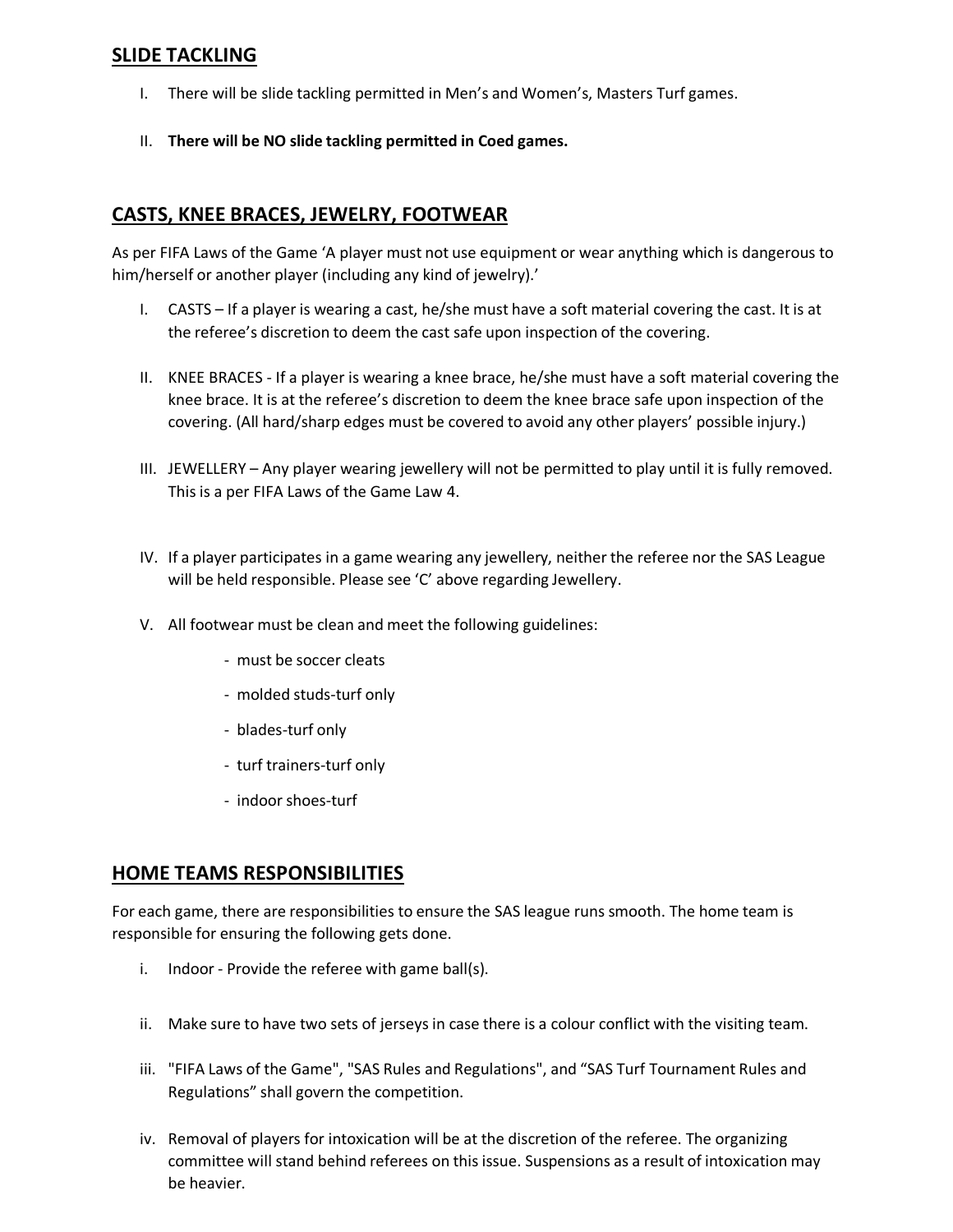## SLIDE TACKLING

I. There will be slide tackling permitted in Men's and Women's, Masters Turf games.

II. **There will be NO slide tackling permitted in Coed games.**

## CASTS, KNEE BRACES, JEWELRY, FOOTWEAR

As per FIFA Laws of the Game 'A player must not use equipment or wear anything which is dangerous to him/herself or another player (including any kind of jewelry).'

I. CASTS – If a player is wearing a cast, he/she must have a soft material covering the cast. It is at the referee's discretion to deem the cast safe upon inspection of the covering.

II. KNEE BRACES - If a player is wearing a knee brace, he/she must have a soft material covering the knee brace. It is at the referee's discretion to deem the knee brace safe upon inspection of the covering. (All hard/sharp edges must be covered to avoid any other players' possible injury.)

III. JEWELLERY – Any player wearing jewellery will not be permitted to play until it is fully removed. This is a per FIFA Laws of the Game Law 4.

IV. If a player participates in a game wearing any jewellery, neither the referee nor the SAS League will be held responsible. Please see 'C' above regarding Jewellery.

V. All footwear must be clean and meet the following guidelines:

- must be soccer cleats
- molded studs-turf only
- blades-turf only
- turf trainers-turf only
- indoor shoes-turf

## HOME TEAMS RESPONSIBILITIES

For each game, there are responsibilities to ensure the SAS league runs smooth. The home team is responsible for ensuring the following gets done.

i. Indoor - Provide the referee with game ball(s).

ii. Make sure to have two sets of jerseys in case there is a colour conflict with the visiting team.

iii. "FIFA Laws of the Game", "SAS Rules and Regulations", and "SAS Turf Tournament Rules and Regulations" shall govern the competition.

iv. Removal of players for intoxication will be at the discretion of the referee. The organizing committee will stand behind referees on this issue. Suspensions as a result of intoxication may be heavier.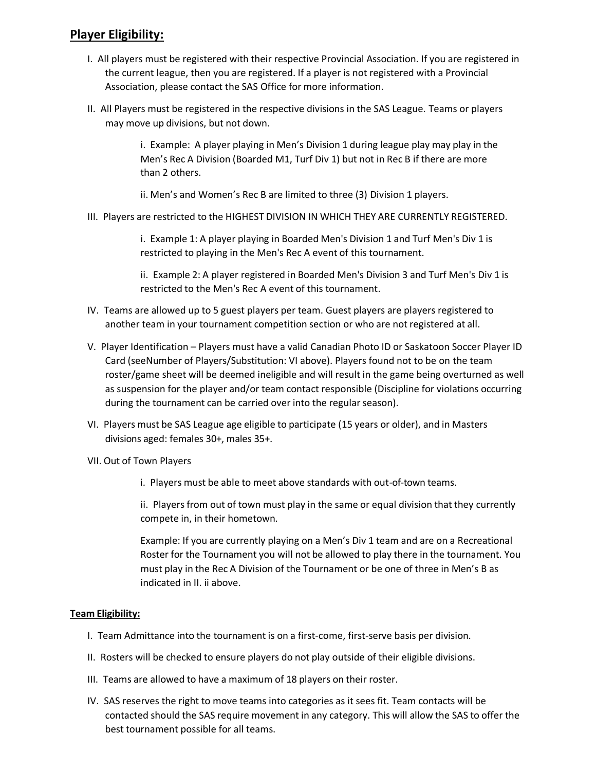## Player Eligibility:

I. All players must be registered with their respective Provincial Association. If you are registered in the current league, then you are registered. If a player is not registered with a Provincial Association, please contact the SAS Office for more information.

II. All Players must be registered in the respective divisions in the SAS League. Teams or players may move up divisions, but not down.

> i. Example: A player playing in Men's Division 1 during league play may play in the Men's Rec A Division (Boarded M1, Turf Div 1) but not in Rec B if there are more than 2 others.
>
> ii. Men's and Women's Rec B are limited to three (3) Division 1 players.

III. Players are restricted to the HIGHEST DIVISION IN WHICH THEY ARE CURRENTLY REGISTERED.

> i. Example 1: A player playing in Boarded Men's Division 1 and Turf Men's Div 1 is restricted to playing in the Men's Rec A event of this tournament.
>
> ii. Example 2: A player registered in Boarded Men's Division 3 and Turf Men's Div 1 is restricted to the Men's Rec A event of this tournament.

IV. Teams are allowed up to 5 guest players per team. Guest players are players registered to another team in your tournament competition section or who are not registered at all.

V. Player Identification – Players must have a valid Canadian Photo ID or Saskatoon Soccer Player ID Card (seeNumber of Players/Substitution: VI above). Players found not to be on the team roster/game sheet will be deemed ineligible and will result in the game being overturned as well as suspension for the player and/or team contact responsible (Discipline for violations occurring during the tournament can be carried over into the regular season).

VI. Players must be SAS League age eligible to participate (15 years or older), and in Masters divisions aged: females 30+, males 35+.

VII. Out of Town Players

> i. Players must be able to meet above standards with out-of-town teams.
>
> ii. Players from out of town must play in the same or equal division that they currently compete in, in their hometown.
>
> Example: If you are currently playing on a Men's Div 1 team and are on a Recreational Roster for the Tournament you will not be allowed to play there in the tournament. You must play in the Rec A Division of the Tournament or be one of three in Men's B as indicated in II. ii above.

### Team Eligibility:

I. Team Admittance into the tournament is on a first-come, first-serve basis per division.

II. Rosters will be checked to ensure players do not play outside of their eligible divisions.

III. Teams are allowed to have a maximum of 18 players on their roster.

IV. SAS reserves the right to move teams into categories as it sees fit. Team contacts will be contacted should the SAS require movement in any category. This will allow the SAS to offer the best tournament possible for all teams.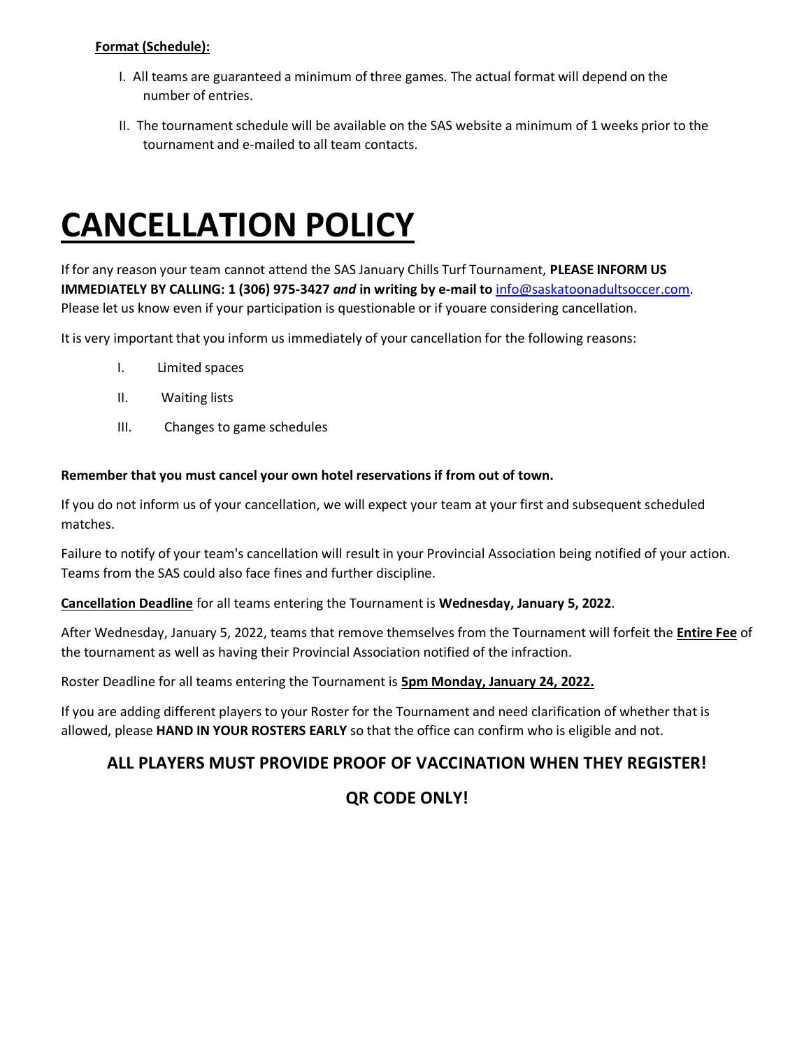**Format (Schedule):**

I. All teams are guaranteed a minimum of three games. The actual format will depend on the number of entries.

II. The tournament schedule will be available on the SAS website a minimum of 1 weeks prior to the tournament and e-mailed to all team contacts.

# CANCELLATION POLICY

If for any reason your team cannot attend the SAS January Chills Turf Tournament, **PLEASE INFORM US IMMEDIATELY BY CALLING: 1 (306) 975-3427** ***and*** **in writing by e-mail to** info@saskatoonadultsoccer.com. Please let us know even if your participation is questionable or if youare considering cancellation.

It is very important that you inform us immediately of your cancellation for the following reasons:

I. Limited spaces

II. Waiting lists

III. Changes to game schedules

**Remember that you must cancel your own hotel reservations if from out of town.**

If you do not inform us of your cancellation, we will expect your team at your first and subsequent scheduled matches.

Failure to notify of your team's cancellation will result in your Provincial Association being notified of your action. Teams from the SAS could also face fines and further discipline.

**Cancellation Deadline** for all teams entering the Tournament is **Wednesday, January 5, 2022**.

After Wednesday, January 5, 2022, teams that remove themselves from the Tournament will forfeit the **Entire Fee** of the tournament as well as having their Provincial Association notified of the infraction.

Roster Deadline for all teams entering the Tournament is **5pm Monday, January 24, 2022.**

If you are adding different players to your Roster for the Tournament and need clarification of whether that is allowed, please **HAND IN YOUR ROSTERS EARLY** so that the office can confirm who is eligible and not.

**ALL PLAYERS MUST PROVIDE PROOF OF VACCINATION WHEN THEY REGISTER!**

**QR CODE ONLY!**